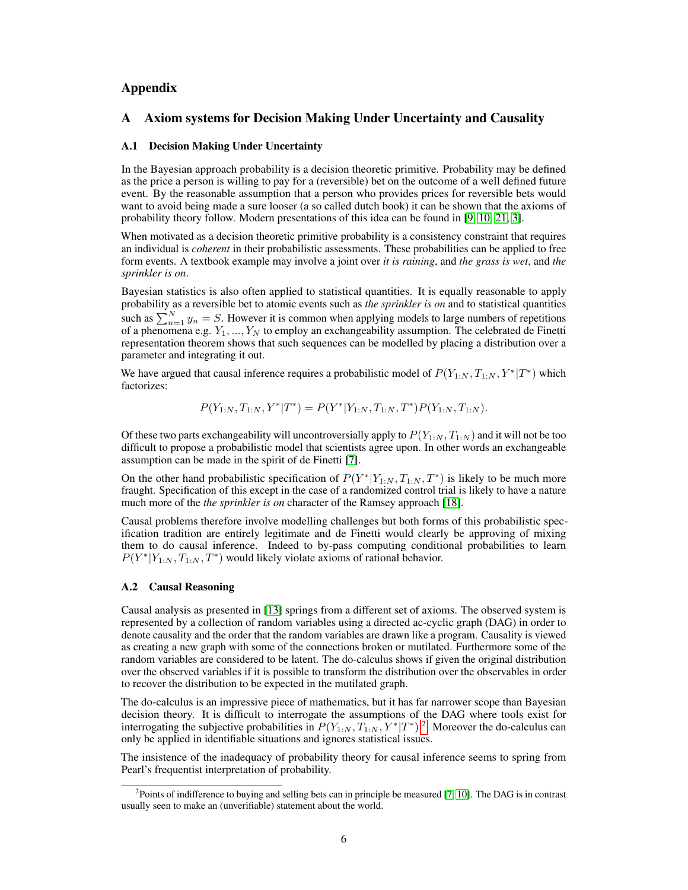# Appendix

## A Axiom systems for Decision Making Under Uncertainty and Causality

### A.1 Decision Making Under Uncertainty

In the Bayesian approach probability is a decision theoretic primitive. Probability may be defined as the price a person is willing to pay for a (reversible) bet on the outcome of a well defined future event. By the reasonable assumption that a person who provides prices for reversible bets would want to avoid being made a sure looser (a so called dutch book) it can be shown that the axioms of probability theory follow. Modern presentations of this idea can be found in [9, 10, 21, 3].

When motivated as a decision theoretic primitive probability is a consistency constraint that requires an individual is *coherent* in their probabilistic assessments. These probabilities can be applied to free form events. A textbook example may involve a joint over *it is raining*, and *the grass is wet*, and *the sprinkler is on*.

Bayesian statistics is also often applied to statistical quantities. It is equally reasonable to apply probability as a reversible bet to atomic events such as *the sprinkler is on* and to statistical quantities such as $\sum_{n=1}^{N} y_n = S$. However it is common when applying models to large numbers of repetitions of a phenomena e.g. $Y_1, ..., Y_N$ to employ an exchangeability assumption. The celebrated de Finetti representation theorem shows that such sequences can be modelled by placing a distribution over a parameter and integrating it out.

We have argued that causal inference requires a probabilistic model of $P(Y_{1:N}, T_{1:N}, Y^*|T^*)$ which factorizes:

$$P(Y_{1:N}, T_{1:N}, Y^*|T^*) = P(Y^*|Y_{1:N}, T_{1:N}, T^*)P(Y_{1:N}, T_{1:N}).$$

Of these two parts exchangeability will uncontroversially apply to $P(Y_{1:N}, T_{1:N})$ and it will not be too difficult to propose a probabilistic model that scientists agree upon. In other words an exchangeable assumption can be made in the spirit of de Finetti [7].

On the other hand probabilistic specification of $P(Y^*|Y_{1:N}, T_{1:N}, T^*)$ is likely to be much more fraught. Specification of this except in the case of a randomized control trial is likely to have a nature much more of the *the sprinkler is on* character of the Ramsey approach [18].

Causal problems therefore involve modelling challenges but both forms of this probabilistic specification tradition are entirely legitimate and de Finetti would clearly be approving of mixing them to do causal inference. Indeed to by-pass computing conditional probabilities to learn $P(Y^*|Y_{1:N}, T_{1:N}, T^*)$ would likely violate axioms of rational behavior.

### A.2 Causal Reasoning

Causal analysis as presented in [13] springs from a different set of axioms. The observed system is represented by a collection of random variables using a directed ac-cyclic graph (DAG) in order to denote causality and the order that the random variables are drawn like a program. Causality is viewed as creating a new graph with some of the connections broken or mutilated. Furthermore some of the random variables are considered to be latent. The do-calculus shows if given the original distribution over the observed variables if it is possible to transform the distribution over the observables in order to recover the distribution to be expected in the mutilated graph.

The do-calculus is an impressive piece of mathematics, but it has far narrower scope than Bayesian decision theory. It is difficult to interrogate the assumptions of the DAG where tools exist for interrogating the subjective probabilities in $P(Y_{1:N}, T_{1:N}, Y^*|T^*)$ [2]. Moreover the do-calculus can only be applied in identifiable situations and ignores statistical issues.

The insistence of the inadequacy of probability theory for causal inference seems to spring from Pearl's frequentist interpretation of probability.

[2] Points of indifference to buying and selling bets can in principle be measured [7, 10]. The DAG is in contrast usually seen to make an (unverifiable) statement about the world.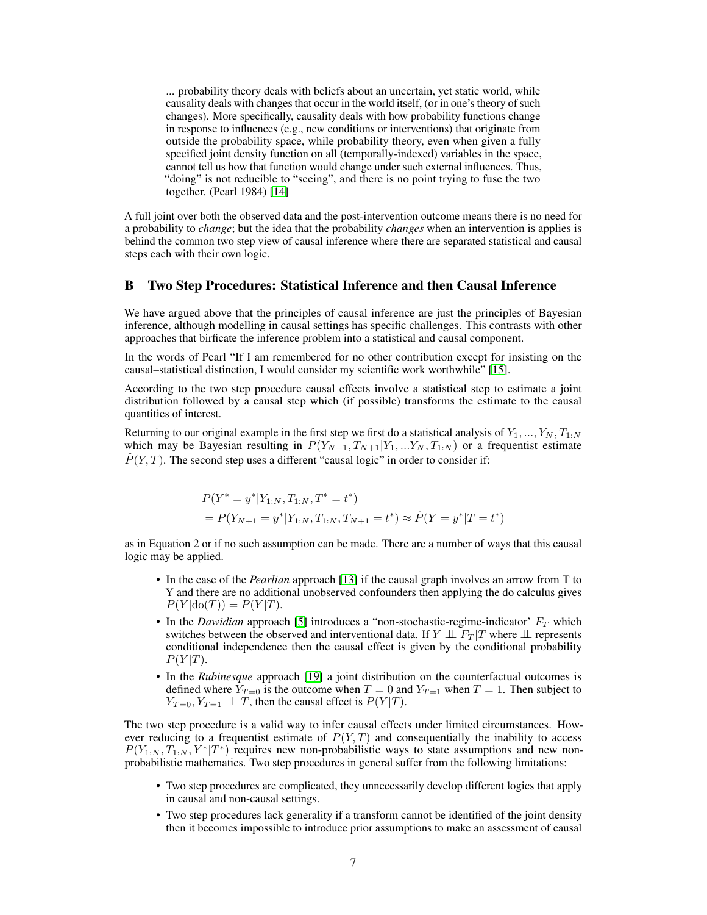> ... probability theory deals with beliefs about an uncertain, yet static world, while causality deals with changes that occur in the world itself, (or in one's theory of such changes). More specifically, causality deals with how probability functions change in response to influences (e.g., new conditions or interventions) that originate from outside the probability space, while probability theory, even when given a fully specified joint density function on all (temporally-indexed) variables in the space, cannot tell us how that function would change under such external influences. Thus, "doing" is not reducible to "seeing", and there is no point trying to fuse the two together. (Pearl 1984) [14]

A full joint over both the observed data and the post-intervention outcome means there is no need for a probability to *change*; but the idea that the probability *changes* when an intervention is applies is behind the common two step view of causal inference where there are separated statistical and causal steps each with their own logic.

## B Two Step Procedures: Statistical Inference and then Causal Inference

We have argued above that the principles of causal inference are just the principles of Bayesian inference, although modelling in causal settings has specific challenges. This contrasts with other approaches that birficate the inference problem into a statistical and causal component.

In the words of Pearl "If I am remembered for no other contribution except for insisting on the causal–statistical distinction, I would consider my scientific work worthwhile" [15].

According to the two step procedure causal effects involve a statistical step to estimate a joint distribution followed by a causal step which (if possible) transforms the estimate to the causal quantities of interest.

Returning to our original example in the first step we first do a statistical analysis of $Y_1, ..., Y_N, T_{1:N}$ which may be Bayesian resulting in $P(Y_{N+1}, T_{N+1}|Y_1, ...Y_N, T_{1:N})$ or a frequentist estimate $\hat{P}(Y, T)$. The second step uses a different "causal logic" in order to consider if:

$$
\begin{aligned}
&P(Y^* = y^*|Y_{1:N}, T_{1:N}, T^* = t^*) \\
&= P(Y_{N+1} = y^*|Y_{1:N}, T_{1:N}, T_{N+1} = t^*) \approx \hat{P}(Y = y^*|T = t^*)
\end{aligned}
$$

as in Equation 2 or if no such assumption can be made. There are a number of ways that this causal logic may be applied.

- In the case of the *Pearlian* approach [13] if the causal graph involves an arrow from T to Y and there are no additional unobserved confounders then applying the do calculus gives $P(Y|\text{do}(T)) = P(Y|T)$.
- In the *Dawidian* approach [5] introduces a "non-stochastic-regime-indicator' $F_T$ which switches between the observed and interventional data. If $Y \perp\!\!\!\perp F_T|T$ where $\perp\!\!\!\perp$ represents conditional independence then the causal effect is given by the conditional probability $P(Y|T)$.
- In the *Rubinesque* approach [19] a joint distribution on the counterfactual outcomes is defined where $Y_{T=0}$ is the outcome when $T = 0$ and $Y_{T=1}$ when $T = 1$. Then subject to $Y_{T=0}, Y_{T=1} \perp\!\!\!\perp T$, then the causal effect is $P(Y|T)$.

The two step procedure is a valid way to infer causal effects under limited circumstances. However reducing to a frequentist estimate of $P(Y, T)$ and consequentially the inability to access $P(Y_{1:N}, T_{1:N}, Y^*|T^*)$ requires new non-probabilistic ways to state assumptions and new non-probabilistic mathematics. Two step procedures in general suffer from the following limitations:

- Two step procedures are complicated, they unnecessarily develop different logics that apply in causal and non-causal settings.
- Two step procedures lack generality if a transform cannot be identified of the joint density then it becomes impossible to introduce prior assumptions to make an assessment of causal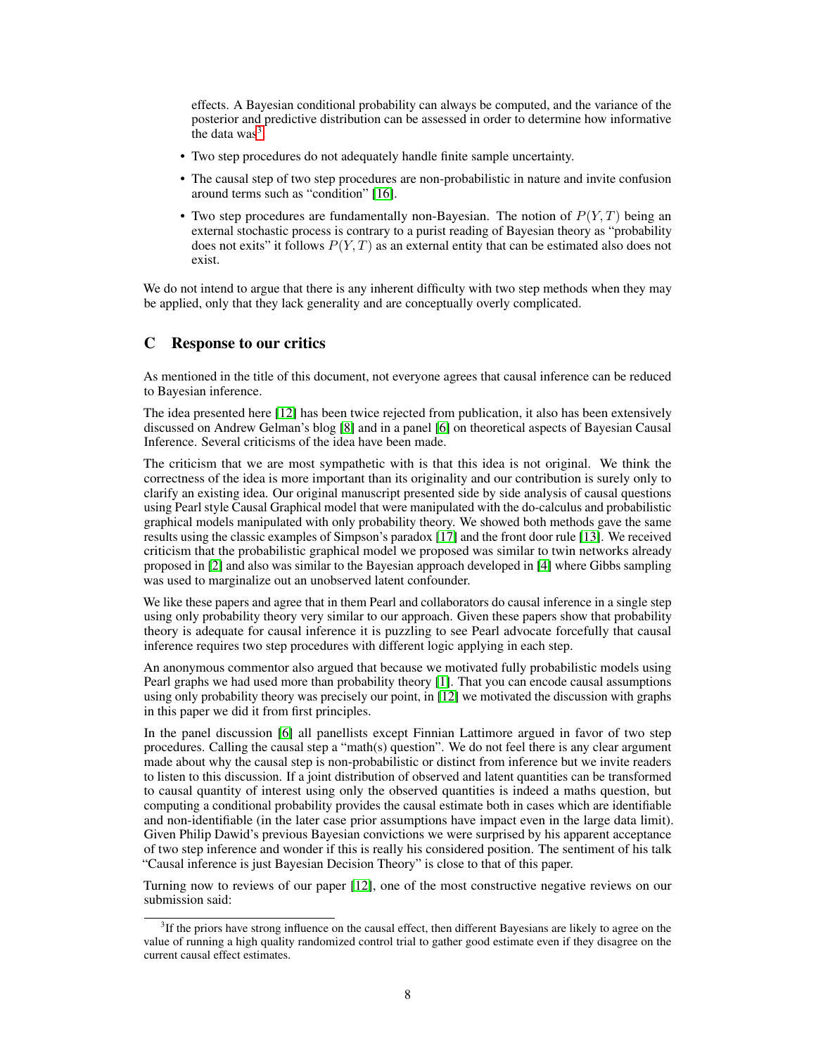effects. A Bayesian conditional probability can always be computed, and the variance of the posterior and predictive distribution can be assessed in order to determine how informative the data was[3].

- Two step procedures do not adequately handle finite sample uncertainty.
- The causal step of two step procedures are non-probabilistic in nature and invite confusion around terms such as "condition" [16].
- Two step procedures are fundamentally non-Bayesian. The notion of $P(Y, T)$ being an external stochastic process is contrary to a purist reading of Bayesian theory as "probability does not exits" it follows $P(Y, T)$ as an external entity that can be estimated also does not exist.

We do not intend to argue that there is any inherent difficulty with two step methods when they may be applied, only that they lack generality and are conceptually overly complicated.

## C Response to our critics

As mentioned in the title of this document, not everyone agrees that causal inference can be reduced to Bayesian inference.

The idea presented here [12] has been twice rejected from publication, it also has been extensively discussed on Andrew Gelman's blog [8] and in a panel [6] on theoretical aspects of Bayesian Causal Inference. Several criticisms of the idea have been made.

The criticism that we are most sympathetic with is that this idea is not original. We think the correctness of the idea is more important than its originality and our contribution is surely only to clarify an existing idea. Our original manuscript presented side by side analysis of causal questions using Pearl style Causal Graphical model that were manipulated with the do-calculus and probabilistic graphical models manipulated with only probability theory. We showed both methods gave the same results using the classic examples of Simpson's paradox [17] and the front door rule [13]. We received criticism that the probabilistic graphical model we proposed was similar to twin networks already proposed in [2] and also was similar to the Bayesian approach developed in [4] where Gibbs sampling was used to marginalize out an unobserved latent confounder.

We like these papers and agree that in them Pearl and collaborators do causal inference in a single step using only probability theory very similar to our approach. Given these papers show that probability theory is adequate for causal inference it is puzzling to see Pearl advocate forcefully that causal inference requires two step procedures with different logic applying in each step.

An anonymous commentor also argued that because we motivated fully probabilistic models using Pearl graphs we had used more than probability theory [1]. That you can encode causal assumptions using only probability theory was precisely our point, in [12] we motivated the discussion with graphs in this paper we did it from first principles.

In the panel discussion [6] all panellists except Finnian Lattimore argued in favor of two step procedures. Calling the causal step a "math(s) question". We do not feel there is any clear argument made about why the causal step is non-probabilistic or distinct from inference but we invite readers to listen to this discussion. If a joint distribution of observed and latent quantities can be transformed to causal quantity of interest using only the observed quantities is indeed a maths question, but computing a conditional probability provides the causal estimate both in cases which are identifiable and non-identifiable (in the later case prior assumptions have impact even in the large data limit). Given Philip Dawid's previous Bayesian convictions we were surprised by his apparent acceptance of two step inference and wonder if this is really his considered position. The sentiment of his talk "Causal inference is just Bayesian Decision Theory" is close to that of this paper.

Turning now to reviews of our paper [12], one of the most constructive negative reviews on our submission said:

[3] If the priors have strong influence on the causal effect, then different Bayesians are likely to agree on the value of running a high quality randomized control trial to gather good estimate even if they disagree on the current causal effect estimates.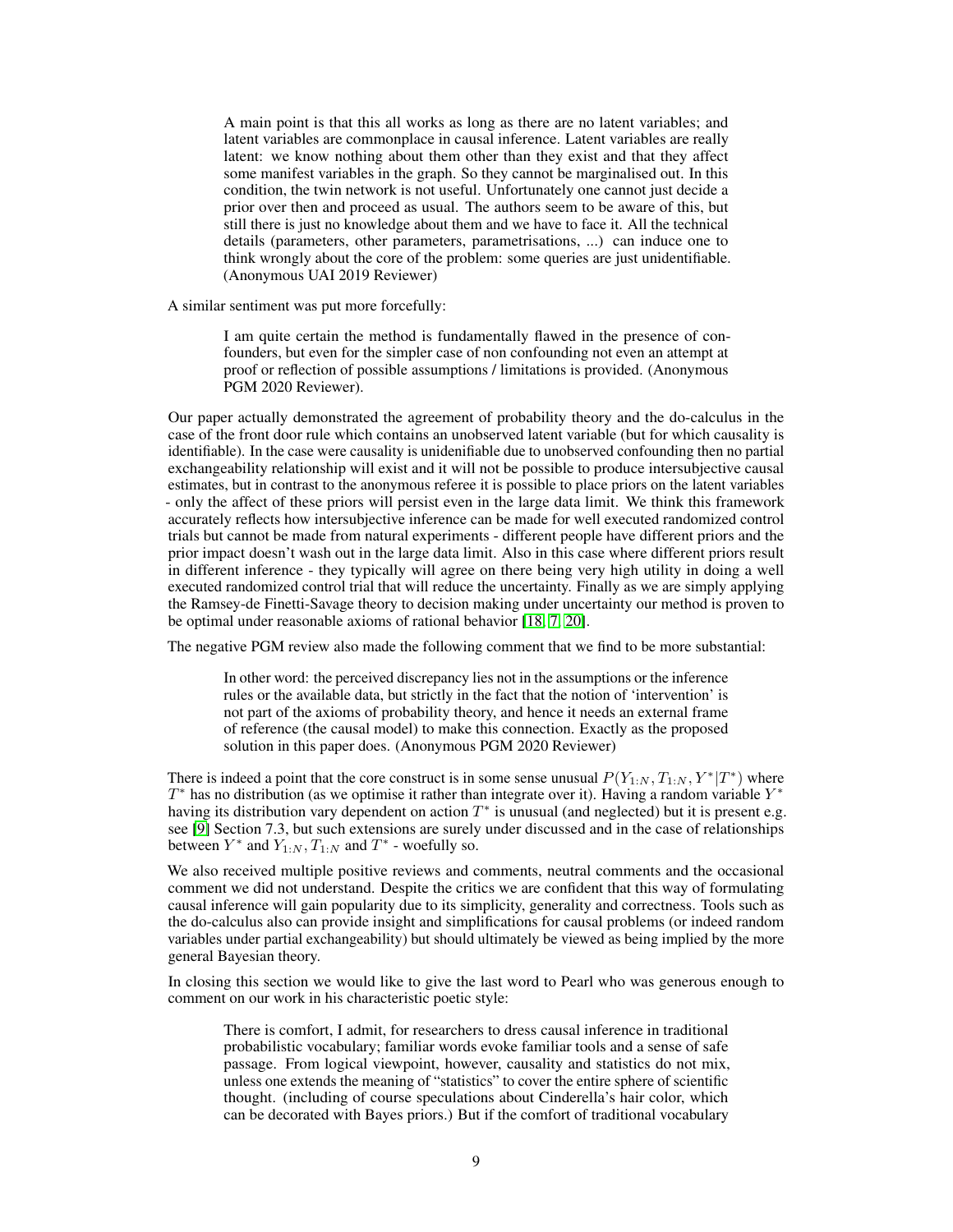> A main point is that this all works as long as there are no latent variables; and latent variables are commonplace in causal inference. Latent variables are really latent: we know nothing about them other than they exist and that they affect some manifest variables in the graph. So they cannot be marginalised out. In this condition, the twin network is not useful. Unfortunately one cannot just decide a prior over then and proceed as usual. The authors seem to be aware of this, but still there is just no knowledge about them and we have to face it. All the technical details (parameters, other parameters, parametrisations, ...) can induce one to think wrongly about the core of the problem: some queries are just unidentifiable. (Anonymous UAI 2019 Reviewer)

A similar sentiment was put more forcefully:

> I am quite certain the method is fundamentally flawed in the presence of confounders, but even for the simpler case of non confounding not even an attempt at proof or reflection of possible assumptions / limitations is provided. (Anonymous PGM 2020 Reviewer).

Our paper actually demonstrated the agreement of probability theory and the do-calculus in the case of the front door rule which contains an unobserved latent variable (but for which causality is identifiable). In the case were causality is unidenifiable due to unobserved confounding then no partial exchangeability relationship will exist and it will not be possible to produce intersubjective causal estimates, but in contrast to the anonymous referee it is possible to place priors on the latent variables - only the affect of these priors will persist even in the large data limit. We think this framework accurately reflects how intersubjective inference can be made for well executed randomized control trials but cannot be made from natural experiments - different people have different priors and the prior impact doesn't wash out in the large data limit. Also in this case where different priors result in different inference - they typically will agree on there being very high utility in doing a well executed randomized control trial that will reduce the uncertainty. Finally as we are simply applying the Ramsey-de Finetti-Savage theory to decision making under uncertainty our method is proven to be optimal under reasonable axioms of rational behavior [18, 7, 20].

The negative PGM review also made the following comment that we find to be more substantial:

> In other word: the perceived discrepancy lies not in the assumptions or the inference rules or the available data, but strictly in the fact that the notion of 'intervention' is not part of the axioms of probability theory, and hence it needs an external frame of reference (the causal model) to make this connection. Exactly as the proposed solution in this paper does. (Anonymous PGM 2020 Reviewer)

There is indeed a point that the core construct is in some sense unusual $P(Y_{1:N}, T_{1:N}, Y^*|T^*)$ where $T^*$ has no distribution (as we optimise it rather than integrate over it). Having a random variable $Y^*$ having its distribution vary dependent on action $T^*$ is unusual (and neglected) but it is present e.g. see [9] Section 7.3, but such extensions are surely under discussed and in the case of relationships between $Y^*$ and $Y_{1:N}, T_{1:N}$ and $T^*$ - woefully so.

We also received multiple positive reviews and comments, neutral comments and the occasional comment we did not understand. Despite the critics we are confident that this way of formulating causal inference will gain popularity due to its simplicity, generality and correctness. Tools such as the do-calculus also can provide insight and simplifications for causal problems (or indeed random variables under partial exchangeability) but should ultimately be viewed as being implied by the more general Bayesian theory.

In closing this section we would like to give the last word to Pearl who was generous enough to comment on our work in his characteristic poetic style:

> There is comfort, I admit, for researchers to dress causal inference in traditional probabilistic vocabulary; familiar words evoke familiar tools and a sense of safe passage. From logical viewpoint, however, causality and statistics do not mix, unless one extends the meaning of "statistics" to cover the entire sphere of scientific thought. (including of course speculations about Cinderella's hair color, which can be decorated with Bayes priors.) But if the comfort of traditional vocabulary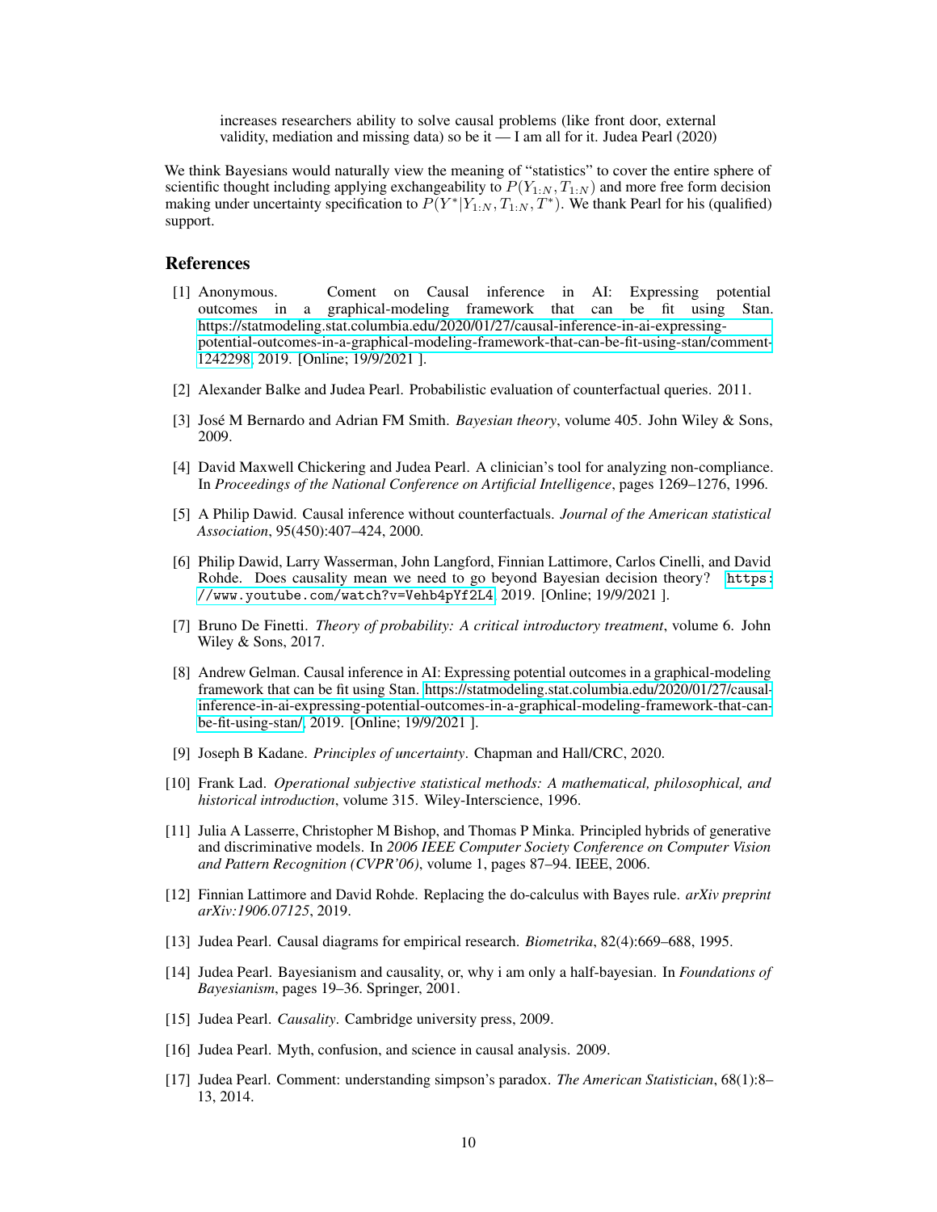increases researchers ability to solve causal problems (like front door, external validity, mediation and missing data) so be it — I am all for it. Judea Pearl (2020)

We think Bayesians would naturally view the meaning of "statistics" to cover the entire sphere of scientific thought including applying exchangeability to $P(Y_{1:N}, T_{1:N})$ and more free form decision making under uncertainty specification to $P(Y^*|Y_{1:N}, T_{1:N}, T^*)$. We thank Pearl for his (qualified) support.

## References

[1] Anonymous. Coment on Causal inference in AI: Expressing potential outcomes in a graphical-modeling framework that can be fit using Stan. https://statmodeling.stat.columbia.edu/2020/01/27/causal-inference-in-ai-expressing-potential-outcomes-in-a-graphical-modeling-framework-that-can-be-fit-using-stan/comment-1242298, 2019. [Online; 19/9/2021 ].

[2] Alexander Balke and Judea Pearl. Probabilistic evaluation of counterfactual queries. 2011.

[3] José M Bernardo and Adrian FM Smith. *Bayesian theory*, volume 405. John Wiley & Sons, 2009.

[4] David Maxwell Chickering and Judea Pearl. A clinician's tool for analyzing non-compliance. In *Proceedings of the National Conference on Artificial Intelligence*, pages 1269–1276, 1996.

[5] A Philip Dawid. Causal inference without counterfactuals. *Journal of the American statistical Association*, 95(450):407–424, 2000.

[6] Philip Dawid, Larry Wasserman, John Langford, Finnian Lattimore, Carlos Cinelli, and David Rohde. Does causality mean we need to go beyond Bayesian decision theory? `https://www.youtube.com/watch?v=Vehb4pYf2L4`, 2019. [Online; 19/9/2021 ].

[7] Bruno De Finetti. *Theory of probability: A critical introductory treatment*, volume 6. John Wiley & Sons, 2017.

[8] Andrew Gelman. Causal inference in AI: Expressing potential outcomes in a graphical-modeling framework that can be fit using Stan. https://statmodeling.stat.columbia.edu/2020/01/27/causal-inference-in-ai-expressing-potential-outcomes-in-a-graphical-modeling-framework-that-can-be-fit-using-stan/, 2019. [Online; 19/9/2021 ].

[9] Joseph B Kadane. *Principles of uncertainty*. Chapman and Hall/CRC, 2020.

[10] Frank Lad. *Operational subjective statistical methods: A mathematical, philosophical, and historical introduction*, volume 315. Wiley-Interscience, 1996.

[11] Julia A Lasserre, Christopher M Bishop, and Thomas P Minka. Principled hybrids of generative and discriminative models. In *2006 IEEE Computer Society Conference on Computer Vision and Pattern Recognition (CVPR'06)*, volume 1, pages 87–94. IEEE, 2006.

[12] Finnian Lattimore and David Rohde. Replacing the do-calculus with Bayes rule. *arXiv preprint arXiv:1906.07125*, 2019.

[13] Judea Pearl. Causal diagrams for empirical research. *Biometrika*, 82(4):669–688, 1995.

[14] Judea Pearl. Bayesianism and causality, or, why i am only a half-bayesian. In *Foundations of Bayesianism*, pages 19–36. Springer, 2001.

[15] Judea Pearl. *Causality*. Cambridge university press, 2009.

[16] Judea Pearl. Myth, confusion, and science in causal analysis. 2009.

[17] Judea Pearl. Comment: understanding simpson's paradox. *The American Statistician*, 68(1):8–13, 2014.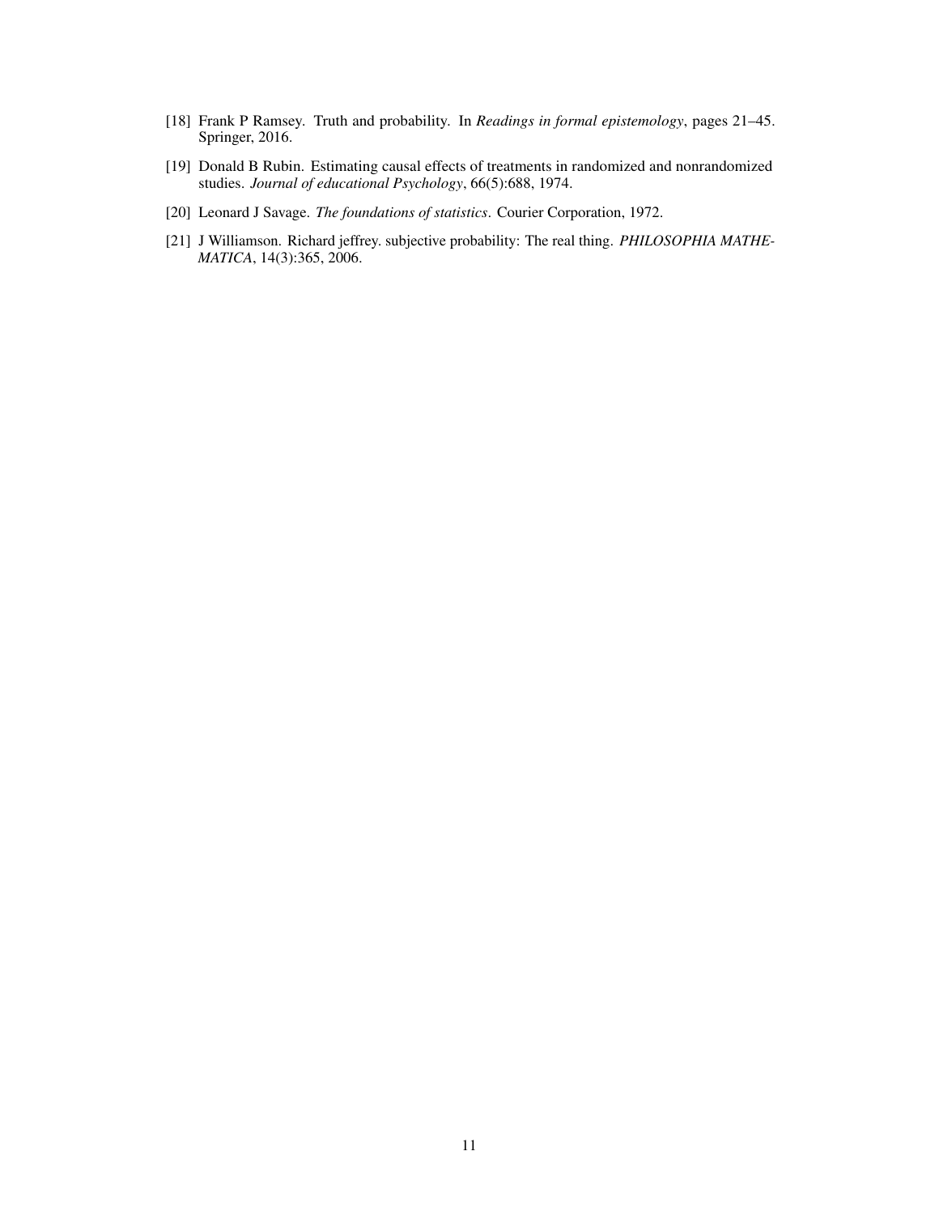[18] Frank P Ramsey. Truth and probability. In *Readings in formal epistemology*, pages 21–45. Springer, 2016.

[19] Donald B Rubin. Estimating causal effects of treatments in randomized and nonrandomized studies. *Journal of educational Psychology*, 66(5):688, 1974.

[20] Leonard J Savage. *The foundations of statistics*. Courier Corporation, 1972.

[21] J Williamson. Richard jeffrey. subjective probability: The real thing. *PHILOSOPHIA MATHEMATICA*, 14(3):365, 2006.